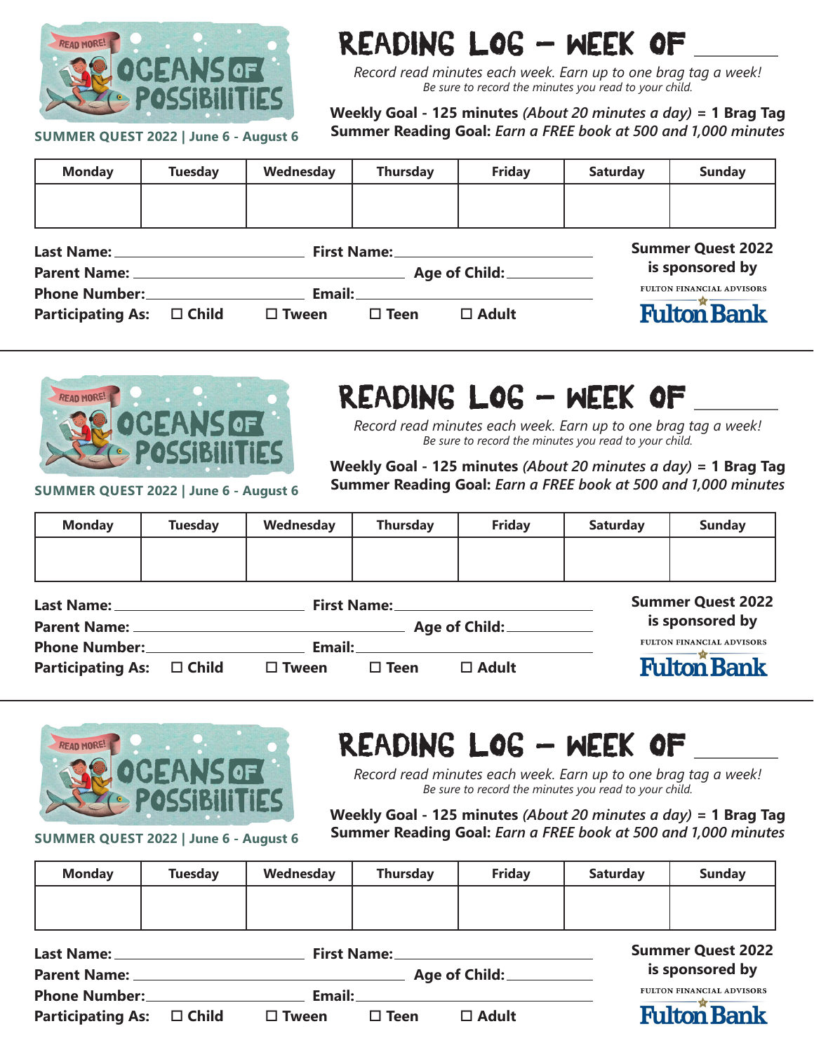READ MORE! OCEANS OF POSSIBILITIES

**SUMMER QUEST 2022 | June 6 - August 6**

# READING LOG – WEEK OF ________

*Record read minutes each week. Earn up to one brag tag a week!*
*Be sure to record the minutes you read to your child.*

**Weekly Goal - 125 minutes** ***(About 20 minutes a day)*** **= 1 Brag Tag**
**Summer Reading Goal:** ***Earn a FREE book at 500 and 1,000 minutes***

| Monday | Tuesday | Wednesday | Thursday | Friday | Saturday | Sunday |
|---|---|---|---|---|---|---|
| | | | | | | |

**Last Name:** ____________________ **First Name:** ____________________
**Parent Name:** ____________________ **Age of Child:** __________
**Phone Number:** ____________________ **Email:** ____________________
**Participating As:** ☐ Child ☐ Tween ☐ Teen ☐ Adult

**Summer Quest 2022 is sponsored by**
FULTON FINANCIAL ADVISORS
Fulton Bank

---

READ MORE! OCEANS OF POSSIBILITIES

**SUMMER QUEST 2022 | June 6 - August 6**

# READING LOG – WEEK OF ________

*Record read minutes each week. Earn up to one brag tag a week!*
*Be sure to record the minutes you read to your child.*

**Weekly Goal - 125 minutes** ***(About 20 minutes a day)*** **= 1 Brag Tag**
**Summer Reading Goal:** ***Earn a FREE book at 500 and 1,000 minutes***

| Monday | Tuesday | Wednesday | Thursday | Friday | Saturday | Sunday |
|---|---|---|---|---|---|---|
| | | | | | | |

**Last Name:** ____________________ **First Name:** ____________________
**Parent Name:** ____________________ **Age of Child:** __________
**Phone Number:** ____________________ **Email:** ____________________
**Participating As:** ☐ Child ☐ Tween ☐ Teen ☐ Adult

**Summer Quest 2022 is sponsored by**
FULTON FINANCIAL ADVISORS
Fulton Bank

---

READ MORE! OCEANS OF POSSIBILITIES

**SUMMER QUEST 2022 | June 6 - August 6**

# READING LOG – WEEK OF ________

*Record read minutes each week. Earn up to one brag tag a week!*
*Be sure to record the minutes you read to your child.*

**Weekly Goal - 125 minutes** ***(About 20 minutes a day)*** **= 1 Brag Tag**
**Summer Reading Goal:** ***Earn a FREE book at 500 and 1,000 minutes***

| Monday | Tuesday | Wednesday | Thursday | Friday | Saturday | Sunday |
|---|---|---|---|---|---|---|
| | | | | | | |

**Last Name:** ____________________ **First Name:** ____________________
**Parent Name:** ____________________ **Age of Child:** __________
**Phone Number:** ____________________ **Email:** ____________________
**Participating As:** ☐ Child ☐ Tween ☐ Teen ☐ Adult

**Summer Quest 2022 is sponsored by**
FULTON FINANCIAL ADVISORS
Fulton Bank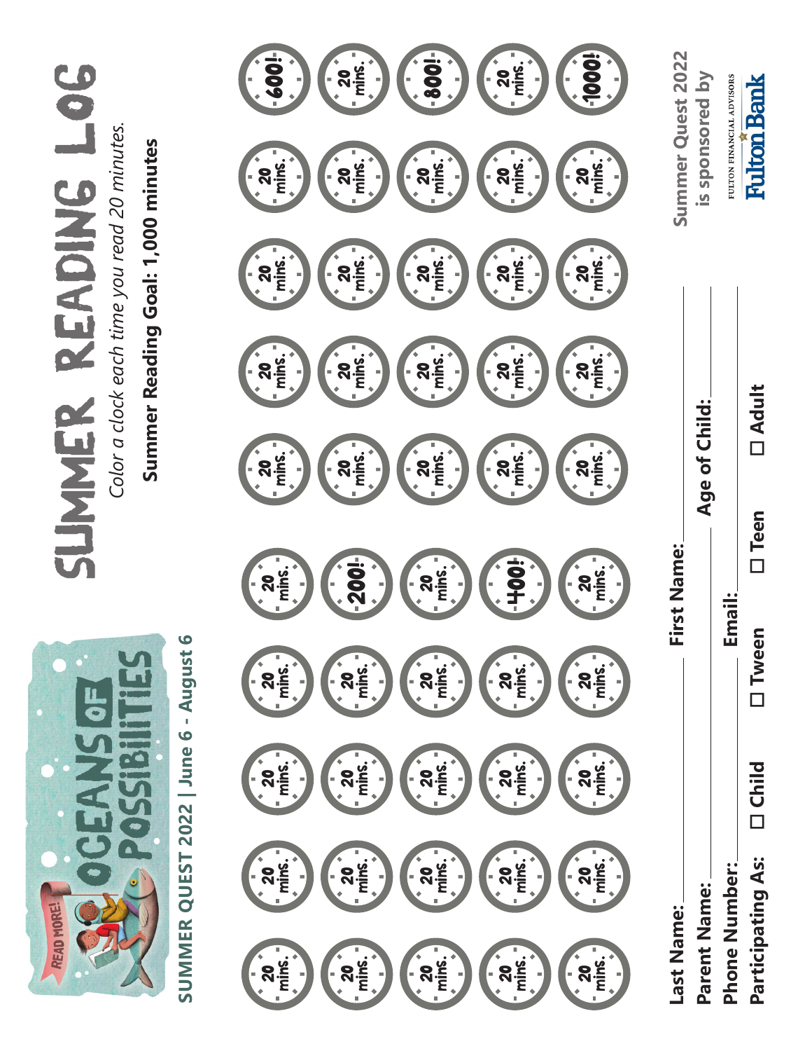READ MORE!

OCEANS OF POSSIBILITIES

**SUMMER QUEST 2022 | June 6 - August 6**

# SUMMER READING LOG

*Color a clock each time you read 20 minutes.*

**Summer Reading Goal: 1,000 minutes**

| | | | | | | | | | |
|---|---|---|---|---|---|---|---|---|---|
| 20 mins. | 20 mins. | 20 mins. | 20 mins. | 20 mins. | 20 mins. | 20 mins. | 20 mins. | 20 mins. | 600! |
| 20 mins. | 20 mins. | 20 mins. | 20 mins. | 200! | 20 mins. | 20 mins. | 20 mins. | 20 mins. | 20 mins. |
| 20 mins. | 20 mins. | 20 mins. | 20 mins. | 20 mins. | 20 mins. | 20 mins. | 20 mins. | 20 mins. | 800! |
| 20 mins. | 20 mins. | 20 mins. | 20 mins. | 400! | 20 mins. | 20 mins. | 20 mins. | 20 mins. | 20 mins. |
| 20 mins. | 20 mins. | 20 mins. | 20 mins. | 20 mins. | 20 mins. | 20 mins. | 20 mins. | 20 mins. | 1000! |

**Last Name:** ____________________ **First Name:** ____________________

**Parent Name:** ____________________ **Age of Child:** ____________________

**Phone Number:** ____________________ **Email:** ____________________

**Participating As:** ☐ **Child** ☐ **Tween** ☐ **Teen** ☐ **Adult**

**Summer Quest 2022 is sponsored by**

FULTON FINANCIAL ADVISORS

Fulton Bank